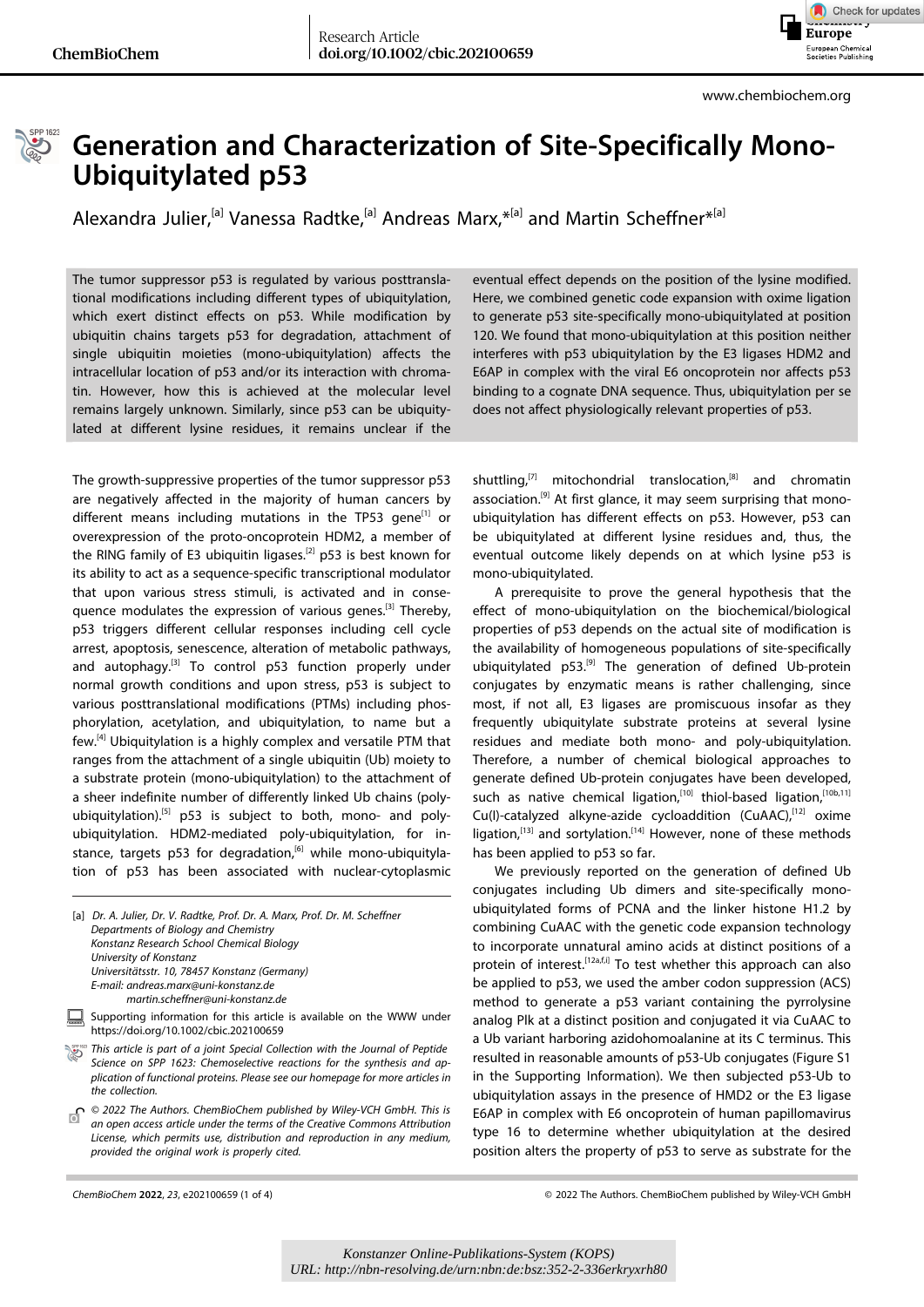# Generation and Characterization of Site-Specifically Mono-Ubiquitylated p53

Alexandra Julier,[a] Vanessa Radtke,[a] Andreas Marx,*[a] and Martin Scheffner*[a]

The tumor suppressor p53 is regulated by various posttranslational modifications including different types of ubiquitylation, which exert distinct effects on p53. While modification by ubiquitin chains targets p53 for degradation, attachment of single ubiquitin moieties (mono-ubiquitylation) affects the intracellular location of p53 and/or its interaction with chromatin. However, how this is achieved at the molecular level remains largely unknown. Similarly, since p53 can be ubiquitylated at different lysine residues, it remains unclear if the eventual effect depends on the position of the lysine modified. Here, we combined genetic code expansion with oxime ligation to generate p53 site-specifically mono-ubiquitylated at position 120. We found that mono-ubiquitylation at this position neither interferes with p53 ubiquitylation by the E3 ligases HDM2 and E6AP in complex with the viral E6 oncoprotein nor affects p53 binding to a cognate DNA sequence. Thus, ubiquitylation per se does not affect physiologically relevant properties of p53.

The growth-suppressive properties of the tumor suppressor p53 are negatively affected in the majority of human cancers by different means including mutations in the TP53 gene[1] or overexpression of the proto-oncoprotein HDM2, a member of the RING family of E3 ubiquitin ligases.[2] p53 is best known for its ability to act as a sequence-specific transcriptional modulator that upon various stress stimuli, is activated and in consequence modulates the expression of various genes.[3] Thereby, p53 triggers different cellular responses including cell cycle arrest, apoptosis, senescence, alteration of metabolic pathways, and autophagy.[3] To control p53 function properly under normal growth conditions and upon stress, p53 is subject to various posttranslational modifications (PTMs) including phosphorylation, acetylation, and ubiquitylation, to name but a few.[4] Ubiquitylation is a highly complex and versatile PTM that ranges from the attachment of a single ubiquitin (Ub) moiety to a substrate protein (mono-ubiquitylation) to the attachment of a sheer indefinite number of differently linked Ub chains (poly-ubiquitylation).[5] p53 is subject to both, mono- and poly-ubiquitylation. HDM2-mediated poly-ubiquitylation, for instance, targets p53 for degradation,[6] while mono-ubiquitylation of p53 has been associated with nuclear-cytoplasmic shuttling,[7] mitochondrial translocation,[8] and chromatin association.[9] At first glance, it may seem surprising that mono-ubiquitylation has different effects on p53. However, p53 can be ubiquitylated at different lysine residues and, thus, the eventual outcome likely depends on at which lysine p53 is mono-ubiquitylated.

A prerequisite to prove the general hypothesis that the effect of mono-ubiquitylation on the biochemical/biological properties of p53 depends on the actual site of modification is the availability of homogeneous populations of site-specifically ubiquitylated p53.[9] The generation of defined Ub-protein conjugates by enzymatic means is rather challenging, since most, if not all, E3 ligases are promiscuous insofar as they frequently ubiquitylate substrate proteins at several lysine residues and mediate both mono- and poly-ubiquitylation. Therefore, a number of chemical biological approaches to generate defined Ub-protein conjugates have been developed, such as native chemical ligation,[10] thiol-based ligation,[10b,11] Cu(I)-catalyzed alkyne-azide cycloaddition (CuAAC),[12] oxime ligation,[13] and sortylation.[14] However, none of these methods has been applied to p53 so far.

We previously reported on the generation of defined Ub conjugates including Ub dimers and site-specifically mono-ubiquitylated forms of PCNA and the linker histone H1.2 by combining CuAAC with the genetic code expansion technology to incorporate unnatural amino acids at distinct positions of a protein of interest.[12a,f,i] To test whether this approach can also be applied to p53, we used the amber codon suppression (ACS) method to generate a p53 variant containing the pyrrolysine analog Plk at a distinct position and conjugated it via CuAAC to a Ub variant harboring azidohomoalanine at its C terminus. This resulted in reasonable amounts of p53-Ub conjugates (Figure S1 in the Supporting Information). We then subjected p53-Ub to ubiquitylation assays in the presence of HMD2 or the E3 ligase E6AP in complex with E6 oncoprotein of human papillomavirus type 16 to determine whether ubiquitylation at the desired position alters the property of p53 to serve as substrate for the

---

[a] Dr. A. Julier, Dr. V. Radtke, Prof. Dr. A. Marx, Prof. Dr. M. Scheffner
Departments of Biology and Chemistry
Konstanz Research School Chemical Biology
University of Konstanz
Universitätsstr. 10, 78457 Konstanz (Germany)
E-mail: andreas.marx@uni-konstanz.de
martin.scheffner@uni-konstanz.de

Supporting information for this article is available on the WWW under https://doi.org/10.1002/cbic.202100659

*This article is part of a joint Special Collection with the Journal of Peptide Science on SPP 1623: Chemoselective reactions for the synthesis and application of functional proteins. Please see our homepage for more articles in the collection.*

*© 2022 The Authors. ChemBioChem published by Wiley-VCH GmbH. This is an open access article under the terms of the Creative Commons Attribution License, which permits use, distribution and reproduction in any medium, provided the original work is properly cited.*

*Konstanzer Online-Publikations-System (KOPS)*
*URL: http://nbn-resolving.de/urn:nbn:de:bsz:352-2-336erkryxrh80*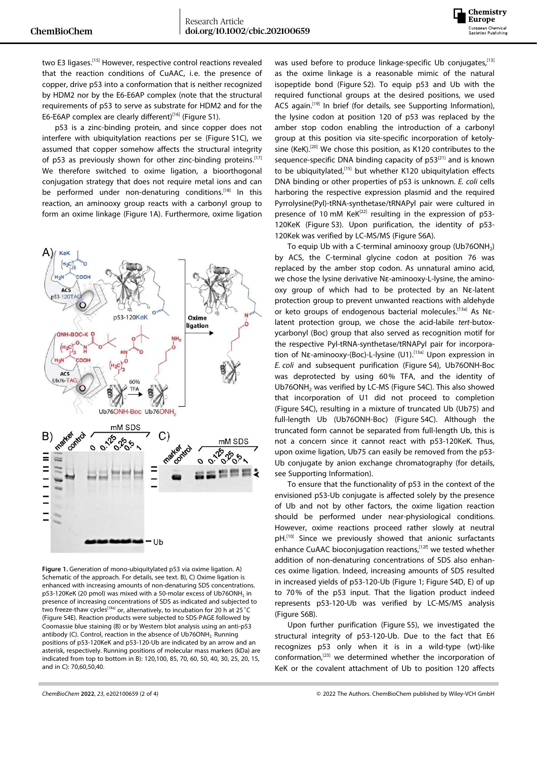two E3 ligases.[15] However, respective control reactions revealed that the reaction conditions of CuAAC, i.e. the presence of copper, drive p53 into a conformation that is neither recognized by HDM2 nor by the E6-E6AP complex (note that the structural requirements of p53 to serve as substrate for HDM2 and for the E6-E6AP complex are clearly different)[16] (Figure S1).

p53 is a zinc-binding protein, and since copper does not interfere with ubiquitylation reactions per se (Figure S1C), we assumed that copper somehow affects the structural integrity of p53 as previously shown for other zinc-binding proteins.[17] We therefore switched to oxime ligation, a bioorthogonal conjugation strategy that does not require metal ions and can be performed under non-denaturing conditions.[18] In this reaction, an aminooxy group reacts with a carbonyl group to form an oxime linkage (Figure 1A). Furthermore, oxime ligation was used before to produce linkage-specific Ub conjugates,[13] as the oxime linkage is a reasonable mimic of the natural isopeptide bond (Figure S2). To equip p53 and Ub with the required functional groups at the desired positions, we used ACS again.[19] In brief (for details, see Supporting Information), the lysine codon at position 120 of p53 was replaced by the amber stop codon enabling the introduction of a carbonyl group at this position via site-specific incorporation of ketolysine (KeK).[20] We chose this position, as K120 contributes to the sequence-specific DNA binding capacity of p53[21] and is known to be ubiquitylated,[15] but whether K120 ubiquitylation effects DNA binding or other properties of p53 is unknown. *E. coli* cells harboring the respective expression plasmid and the required Pyrrolysine(Pyl)-tRNA-synthetase/tRNAPyl pair were cultured in presence of 10 mM KeK[22] resulting in the expression of p53-120KeK (Figure S3). Upon purification, the identity of p53-120Kek was verified by LC-MS/MS (Figure S6A).

Figure 1. Generation of mono-ubiquitylated p53 via oxime ligation. A) Schematic of the approach. For details, see text. B), C) Oxime ligation is enhanced with increasing amounts of non-denaturing SDS concentrations. p53-120KeK (20 pmol) was mixed with a 50-molar excess of Ub76ONH$_2$ in presence of increasing concentrations of SDS as indicated and subjected to two freeze-thaw cycles[18a] or, alternatively, to incubation for 20 h at 25 °C (Figure S4E). Reaction products were subjected to SDS-PAGE followed by Coomassie blue staining (B) or by Western blot analysis using an anti-p53 antibody (C). Control, reaction in the absence of Ub76ONH$_2$. Running positions of p53-120KeK and p53-120-Ub are indicated by an arrow and an asterisk, respectively. Running positions of molecular mass markers (kDa) are indicated from top to bottom in B): 120,100, 85, 70, 60, 50, 40, 30, 25, 20, 15, and in C): 70,60,50,40.

To equip Ub with a C-terminal aminooxy group (Ub76ONH$_2$) by ACS, the C-terminal glycine codon at position 76 was replaced by the amber stop codon. As unnatural amino acid, we chose the lysine derivative Nε-aminooxy-L-lysine, the aminooxy group of which had to be protected by an Nε-latent protection group to prevent unwanted reactions with aldehyde or keto groups of endogenous bacterial molecules.[13a] As Nε-latent protection group, we chose the acid-labile *tert*-butoxycarbonyl (Boc) group that also served as recognition motif for the respective Pyl-tRNA-synthetase/tRNAPyl pair for incorporation of Nε-aminooxy-(Boc)-L-lysine (U1).[13a] Upon expression in *E. coli* and subsequent purification (Figure S4), Ub76ONH-Boc was deprotected by using 60 % TFA, and the identity of Ub76ONH$_2$ was verified by LC-MS (Figure S4C). This also showed that incorporation of U1 did not proceed to completion (Figure S4C), resulting in a mixture of truncated Ub (Ub75) and full-length Ub (Ub76ONH-Boc) (Figure S4C). Although the truncated form cannot be separated from full-length Ub, this is not a concern since it cannot react with p53-120KeK. Thus, upon oxime ligation, Ub75 can easily be removed from the p53-Ub conjugate by anion exchange chromatography (for details, see Supporting Information).

To ensure that the functionality of p53 in the context of the envisioned p53-Ub conjugate is affected solely by the presence of Ub and not by other factors, the oxime ligation reaction should be performed under near-physiological conditions. However, oxime reactions proceed rather slowly at neutral pH.[10] Since we previously showed that anionic surfactants enhance CuAAC bioconjugation reactions,[12f] we tested whether addition of non-denaturing concentrations of SDS also enhances oxime ligation. Indeed, increasing amounts of SDS resulted in increased yields of p53-120-Ub (Figure 1; Figure S4D, E) of up to 70 % of the p53 input. That the ligation product indeed represents p53-120-Ub was verified by LC-MS/MS analysis (Figure S6B).

Upon further purification (Figure S5), we investigated the structural integrity of p53-120-Ub. Due to the fact that E6 recognizes p53 only when it is in a wild-type (wt)-like conformation,[23] we determined whether the incorporation of KeK or the covalent attachment of Ub to position 120 affects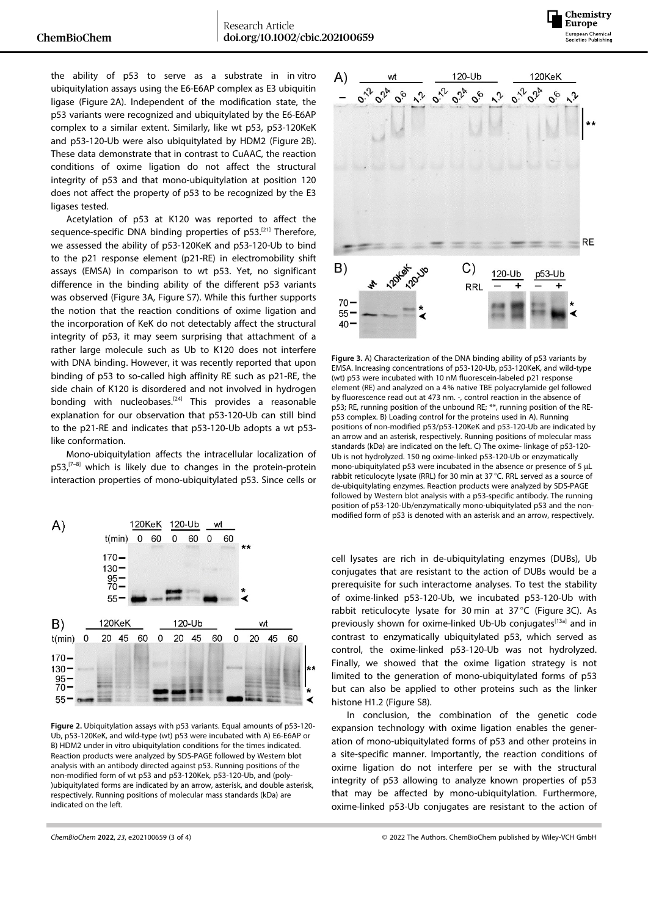the ability of p53 to serve as a substrate in in vitro ubiquitylation assays using the E6-E6AP complex as E3 ubiquitin ligase (Figure 2A). Independent of the modification state, the p53 variants were recognized and ubiquitylated by the E6-E6AP complex to a similar extent. Similarly, like wt p53, p53-120KeK and p53-120-Ub were also ubiquitylated by HDM2 (Figure 2B). These data demonstrate that in contrast to CuAAC, the reaction conditions of oxime ligation do not affect the structural integrity of p53 and that mono-ubiquitylation at position 120 does not affect the property of p53 to be recognized by the E3 ligases tested.

Acetylation of p53 at K120 was reported to affect the sequence-specific DNA binding properties of p53.[21] Therefore, we assessed the ability of p53-120KeK and p53-120-Ub to bind to the p21 response element (p21-RE) in electromobility shift assays (EMSA) in comparison to wt p53. Yet, no significant difference in the binding ability of the different p53 variants was observed (Figure 3A, Figure S7). While this further supports the notion that the reaction conditions of oxime ligation and the incorporation of KeK do not detectably affect the structural integrity of p53, it may seem surprising that attachment of a rather large molecule such as Ub to K120 does not interfere with DNA binding. However, it was recently reported that upon binding of p53 to so-called high affinity RE such as p21-RE, the side chain of K120 is disordered and not involved in hydrogen bonding with nucleobases.[24] This provides a reasonable explanation for our observation that p53-120-Ub can still bind to the p21-RE and indicates that p53-120-Ub adopts a wt p53-like conformation.

Mono-ubiquitylation affects the intracellular localization of p53,[7–8] which is likely due to changes in the protein-protein interaction properties of mono-ubiquitylated p53. Since cells or cell lysates are rich in de-ubiquitylating enzymes (DUBs), Ub conjugates that are resistant to the action of DUBs would be a prerequisite for such interactome analyses. To test the stability of oxime-linked p53-120-Ub, we incubated p53-120-Ub with rabbit reticulocyte lysate for 30 min at 37 °C (Figure 3C). As previously shown for oxime-linked Ub-Ub conjugates[13a] and in contrast to enzymatically ubiquitylated p53, which served as control, the oxime-linked p53-120-Ub was not hydrolyzed. Finally, we showed that the oxime ligation strategy is not limited to the generation of mono-ubiquitylated forms of p53 but can also be applied to other proteins such as the linker histone H1.2 (Figure S8).

In conclusion, the combination of the genetic code expansion technology with oxime ligation enables the generation of mono-ubiquitylated forms of p53 and other proteins in a site-specific manner. Importantly, the reaction conditions of oxime ligation do not interfere per se with the structural integrity of p53 allowing to analyze known properties of p53 that may be affected by mono-ubiquitylation. Furthermore, oxime-linked p53-Ub conjugates are resistant to the action of

**Figure 2.** Ubiquitylation assays with p53 variants. Equal amounts of p53-120-Ub, p53-120KeK, and wild-type (wt) p53 were incubated with A) E6-E6AP or B) HDM2 under in vitro ubiquitylation conditions for the times indicated. Reaction products were analyzed by SDS-PAGE followed by Western blot analysis with an antibody directed against p53. Running positions of the non-modified form of wt p53 and p53-120Kek, p53-120-Ub, and (poly-)ubiquitylated forms are indicated by an arrow, asterisk, and double asterisk, respectively. Running positions of molecular mass standards (kDa) are indicated on the left.

**Figure 3.** A) Characterization of the DNA binding ability of p53 variants by EMSA. Increasing concentrations of p53-120-Ub, p53-120KeK, and wild-type (wt) p53 were incubated with 10 nM fluorescein-labeled p21 response element (RE) and analyzed on a 4% native TBE polyacrylamide gel followed by fluorescence read out at 473 nm. -, control reaction in the absence of p53; RE, running position of the unbound RE; **, running position of the RE-p53 complex. B) Loading control for the proteins used in A). Running positions of non-modified p53/p53-120KeK and p53-120-Ub are indicated by an arrow and an asterisk, respectively. Running positions of molecular mass standards (kDa) are indicated on the left. C) The oxime- linkage of p53-120-Ub is not hydrolyzed. 150 ng oxime-linked p53-120-Ub or enzymatically mono-ubiquitylated p53 were incubated in the absence or presence of 5 µL rabbit reticulocyte lysate (RRL) for 30 min at 37 °C. RRL served as a source of de-ubiquitylating enzymes. Reaction products were analyzed by SDS-PAGE followed by Western blot analysis with a p53-specific antibody. The running position of p53-120-Ub/enzymatically mono-ubiquitylated p53 and the non-modified form of p53 is denoted with an asterisk and an arrow, respectively.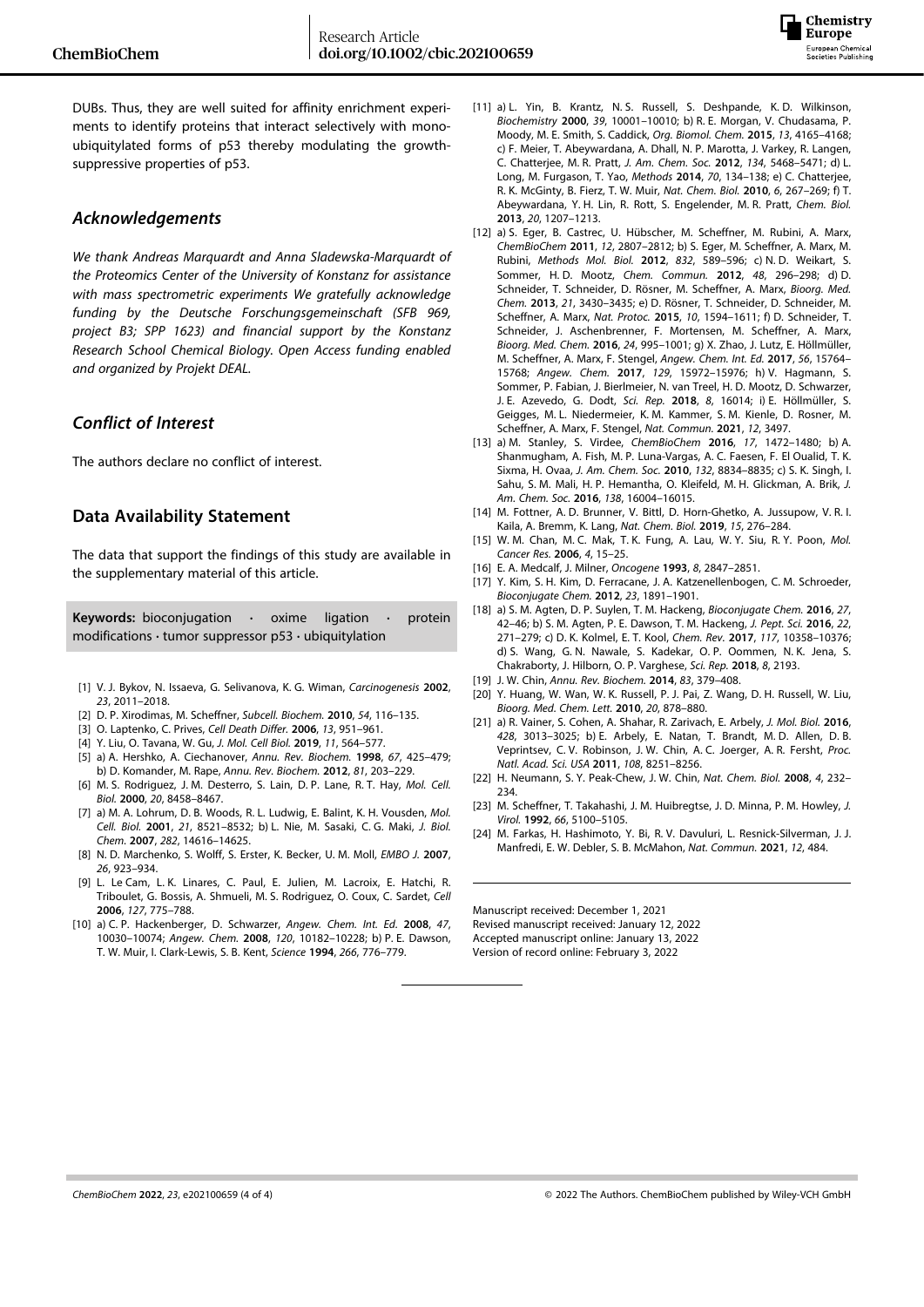DUBs. Thus, they are well suited for affinity enrichment experiments to identify proteins that interact selectively with mono-ubiquitylated forms of p53 thereby modulating the growth-suppressive properties of p53.

## Acknowledgements

*We thank Andreas Marquardt and Anna Sladewska-Marquardt of the Proteomics Center of the University of Konstanz for assistance with mass spectrometric experiments We gratefully acknowledge funding by the Deutsche Forschungsgemeinschaft (SFB 969, project B3; SPP 1623) and financial support by the Konstanz Research School Chemical Biology. Open Access funding enabled and organized by Projekt DEAL.*

## Conflict of Interest

The authors declare no conflict of interest.

## Data Availability Statement

The data that support the findings of this study are available in the supplementary material of this article.

**Keywords:** bioconjugation · oxime ligation · protein modifications · tumor suppressor p53 · ubiquitylation

[1] V. J. Bykov, N. Issaeva, G. Selivanova, K. G. Wiman, *Carcinogenesis* **2002**, *23*, 2011–2018.
[2] D. P. Xirodimas, M. Scheffner, *Subcell. Biochem.* **2010**, *54*, 116–135.
[3] O. Laptenko, C. Prives, *Cell Death Differ.* **2006**, *13*, 951–961.
[4] Y. Liu, O. Tavana, W. Gu, *J. Mol. Cell Biol.* **2019**, *11*, 564–577.
[5] a) A. Hershko, A. Ciechanover, *Annu. Rev. Biochem.* **1998**, *67*, 425–479; b) D. Komander, M. Rape, *Annu. Rev. Biochem.* **2012**, *81*, 203–229.
[6] M. S. Rodriguez, J. M. Desterro, S. Lain, D. P. Lane, R. T. Hay, *Mol. Cell. Biol.* **2000**, *20*, 8458–8467.
[7] a) M. A. Lohrum, D. B. Woods, R. L. Ludwig, E. Balint, K. H. Vousden, *Mol. Cell. Biol.* **2001**, *21*, 8521–8532; b) L. Nie, M. Sasaki, C. G. Maki, *J. Biol. Chem.* **2007**, *282*, 14616–14625.
[8] N. D. Marchenko, S. Wolff, S. Erster, K. Becker, U. M. Moll, *EMBO J.* **2007**, *26*, 923–934.
[9] L. Le Cam, L. K. Linares, C. Paul, E. Julien, M. Lacroix, E. Hatchi, R. Triboulet, G. Bossis, A. Shmueli, M. S. Rodriguez, O. Coux, C. Sardet, *Cell* **2006**, *127*, 775–788.
[10] a) C. P. Hackenberger, D. Schwarzer, *Angew. Chem. Int. Ed.* **2008**, *47*, 10030–10074; *Angew. Chem.* **2008**, *120*, 10182–10228; b) P. E. Dawson, T. W. Muir, I. Clark-Lewis, S. B. Kent, *Science* **1994**, *266*, 776–779.
[11] a) L. Yin, B. Krantz, N. S. Russell, S. Deshpande, K. D. Wilkinson, *Biochemistry* **2000**, *39*, 10001–10010; b) R. E. Morgan, V. Chudasama, P. Moody, M. E. Smith, S. Caddick, *Org. Biomol. Chem.* **2015**, *13*, 4165–4168; c) F. Meier, T. Abeywardana, A. Dhall, N. P. Marotta, J. Varkey, R. Langen, C. Chatterjee, M. R. Pratt, *J. Am. Chem. Soc.* **2012**, *134*, 5468–5471; d) L. Long, M. Furgason, T. Yao, *Methods* **2014**, *70*, 134–138; e) C. Chatterjee, R. K. McGinty, B. Fierz, T. W. Muir, *Nat. Chem. Biol.* **2010**, *6*, 267–269; f) T. Abeywardana, Y. H. Lin, R. Rott, S. Engelender, M. R. Pratt, *Chem. Biol.* **2013**, *20*, 1207–1213.
[12] a) S. Eger, B. Castrec, U. Hübscher, M. Scheffner, M. Rubini, A. Marx, *ChemBioChem* **2011**, *12*, 2807–2812; b) S. Eger, M. Scheffner, A. Marx, M. Rubini, *Methods Mol. Biol.* **2012**, *832*, 589–596; c) N. D. Weikart, S. Sommer, H. D. Mootz, *Chem. Commun.* **2012**, *48*, 296–298; d) D. Schneider, T. Schneider, D. Rösner, M. Scheffner, A. Marx, *Bioorg. Med. Chem.* **2013**, *21*, 3430–3435; e) D. Rösner, T. Schneider, D. Schneider, M. Scheffner, A. Marx, *Nat. Protoc.* **2015**, *10*, 1594–1611; f) D. Schneider, T. Schneider, J. Aschenbrenner, F. Mortensen, M. Scheffner, A. Marx, *Bioorg. Med. Chem.* **2016**, *24*, 995–1001; g) X. Zhao, J. Lutz, E. Höllmüller, M. Scheffner, A. Marx, F. Stengel, *Angew. Chem. Int. Ed.* **2017**, *56*, 15764–15768; *Angew. Chem.* **2017**, *129*, 15972–15976; h) V. Hagmann, S. Sommer, P. Fabian, J. Bierlmeier, N. van Treel, H. D. Mootz, D. Schwarzer, J. E. Azevedo, G. Dodt, *Sci. Rep.* **2018**, *8*, 16014; i) E. Höllmüller, S. Geigges, M. L. Niedermeier, K. M. Kammer, S. M. Kienle, D. Rosner, M. Scheffner, A. Marx, F. Stengel, *Nat. Commun.* **2021**, *12*, 3497.
[13] a) M. Stanley, S. Virdee, *ChemBioChem* **2016**, *17*, 1472–1480; b) A. Shanmugham, A. Fish, M. P. Luna-Vargas, A. C. Faesen, F. El Oualid, T. K. Sixma, H. Ovaa, *J. Am. Chem. Soc.* **2010**, *132*, 8834–8835; c) S. K. Singh, I. Sahu, S. M. Mali, H. P. Hemantha, O. Kleifeld, M. H. Glickman, A. Brik, *J. Am. Chem. Soc.* **2016**, *138*, 16004–16015.
[14] M. Fottner, A. D. Brunner, V. Bittl, D. Horn-Ghetko, A. Jussupow, V. R. I. Kaila, A. Bremm, K. Lang, *Nat. Chem. Biol.* **2019**, *15*, 276–284.
[15] W. M. Chan, M. C. Mak, T. K. Fung, A. Lau, W. Y. Siu, R. Y. Poon, *Mol. Cancer Res.* **2006**, *4*, 15–25.
[16] E. A. Medcalf, J. Milner, *Oncogene* **1993**, *8*, 2847–2851.
[17] Y. Kim, S. H. Kim, D. Ferracane, J. A. Katzenellenbogen, C. M. Schroeder, *Bioconjugate Chem.* **2012**, *23*, 1891–1901.
[18] a) S. M. Agten, D. P. Suylen, T. M. Hackeng, *Bioconjugate Chem.* **2016**, *27*, 42–46; b) S. M. Agten, P. E. Dawson, T. M. Hackeng, *J. Pept. Sci.* **2016**, *22*, 271–279; c) D. K. Kolmel, E. T. Kool, *Chem. Rev.* **2017**, *117*, 10358–10376; d) S. Wang, G. N. Nawale, S. Kadekar, O. P. Oommen, N. K. Jena, S. Chakraborty, J. Hilborn, O. P. Varghese, *Sci. Rep.* **2018**, *8*, 2193.
[19] J. W. Chin, *Annu. Rev. Biochem.* **2014**, *83*, 379–408.
[20] Y. Huang, W. Wan, W. K. Russell, P. J. Pai, Z. Wang, D. H. Russell, W. Liu, *Bioorg. Med. Chem. Lett.* **2010**, *20*, 878–880.
[21] a) R. Vainer, S. Cohen, A. Shahar, R. Zarivach, E. Arbely, *J. Mol. Biol.* **2016**, *428*, 3013–3025; b) E. Arbely, E. Natan, T. Brandt, M. D. Allen, D. B. Veprintsev, C. V. Robinson, J. W. Chin, A. C. Joerger, A. R. Fersht, *Proc. Natl. Acad. Sci. USA* **2011**, *108*, 8251–8256.
[22] H. Neumann, S. Y. Peak-Chew, J. W. Chin, *Nat. Chem. Biol.* **2008**, *4*, 232–234.
[23] M. Scheffner, T. Takahashi, J. M. Huibregtse, J. D. Minna, P. M. Howley, *J. Virol.* **1992**, *66*, 5100–5105.
[24] M. Farkas, H. Hashimoto, Y. Bi, R. V. Davuluri, L. Resnick-Silverman, J. J. Manfredi, E. W. Debler, S. B. McMahon, *Nat. Commun.* **2021**, *12*, 484.

Manuscript received: December 1, 2021
Revised manuscript received: January 12, 2022
Accepted manuscript online: January 13, 2022
Version of record online: February 3, 2022